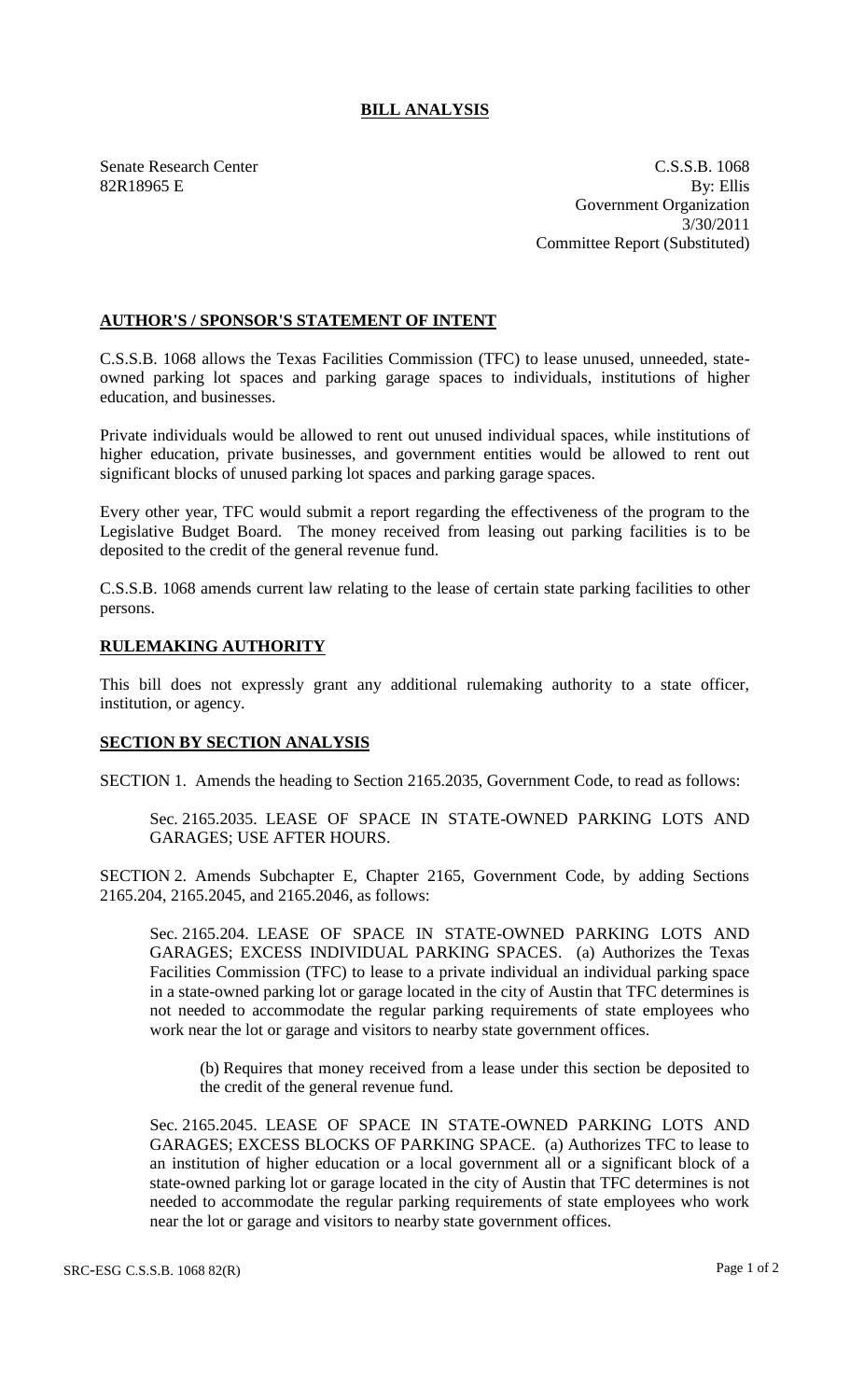# BILL ANALYSIS

Senate Research Center
82R18965 E

C.S.S.B. 1068
By: Ellis
Government Organization
3/30/2011
Committee Report (Substituted)

## AUTHOR'S / SPONSOR'S STATEMENT OF INTENT

C.S.S.B. 1068 allows the Texas Facilities Commission (TFC) to lease unused, unneeded, state-owned parking lot spaces and parking garage spaces to individuals, institutions of higher education, and businesses.

Private individuals would be allowed to rent out unused individual spaces, while institutions of higher education, private businesses, and government entities would be allowed to rent out significant blocks of unused parking lot spaces and parking garage spaces.

Every other year, TFC would submit a report regarding the effectiveness of the program to the Legislative Budget Board. The money received from leasing out parking facilities is to be deposited to the credit of the general revenue fund.

C.S.S.B. 1068 amends current law relating to the lease of certain state parking facilities to other persons.

## RULEMAKING AUTHORITY

This bill does not expressly grant any additional rulemaking authority to a state officer, institution, or agency.

## SECTION BY SECTION ANALYSIS

SECTION 1. Amends the heading to Section 2165.2035, Government Code, to read as follows:

Sec. 2165.2035. LEASE OF SPACE IN STATE-OWNED PARKING LOTS AND GARAGES; USE AFTER HOURS.

SECTION 2. Amends Subchapter E, Chapter 2165, Government Code, by adding Sections 2165.204, 2165.2045, and 2165.2046, as follows:

Sec. 2165.204. LEASE OF SPACE IN STATE-OWNED PARKING LOTS AND GARAGES; EXCESS INDIVIDUAL PARKING SPACES. (a) Authorizes the Texas Facilities Commission (TFC) to lease to a private individual an individual parking space in a state-owned parking lot or garage located in the city of Austin that TFC determines is not needed to accommodate the regular parking requirements of state employees who work near the lot or garage and visitors to nearby state government offices.

(b) Requires that money received from a lease under this section be deposited to the credit of the general revenue fund.

Sec. 2165.2045. LEASE OF SPACE IN STATE-OWNED PARKING LOTS AND GARAGES; EXCESS BLOCKS OF PARKING SPACE. (a) Authorizes TFC to lease to an institution of higher education or a local government all or a significant block of a state-owned parking lot or garage located in the city of Austin that TFC determines is not needed to accommodate the regular parking requirements of state employees who work near the lot or garage and visitors to nearby state government offices.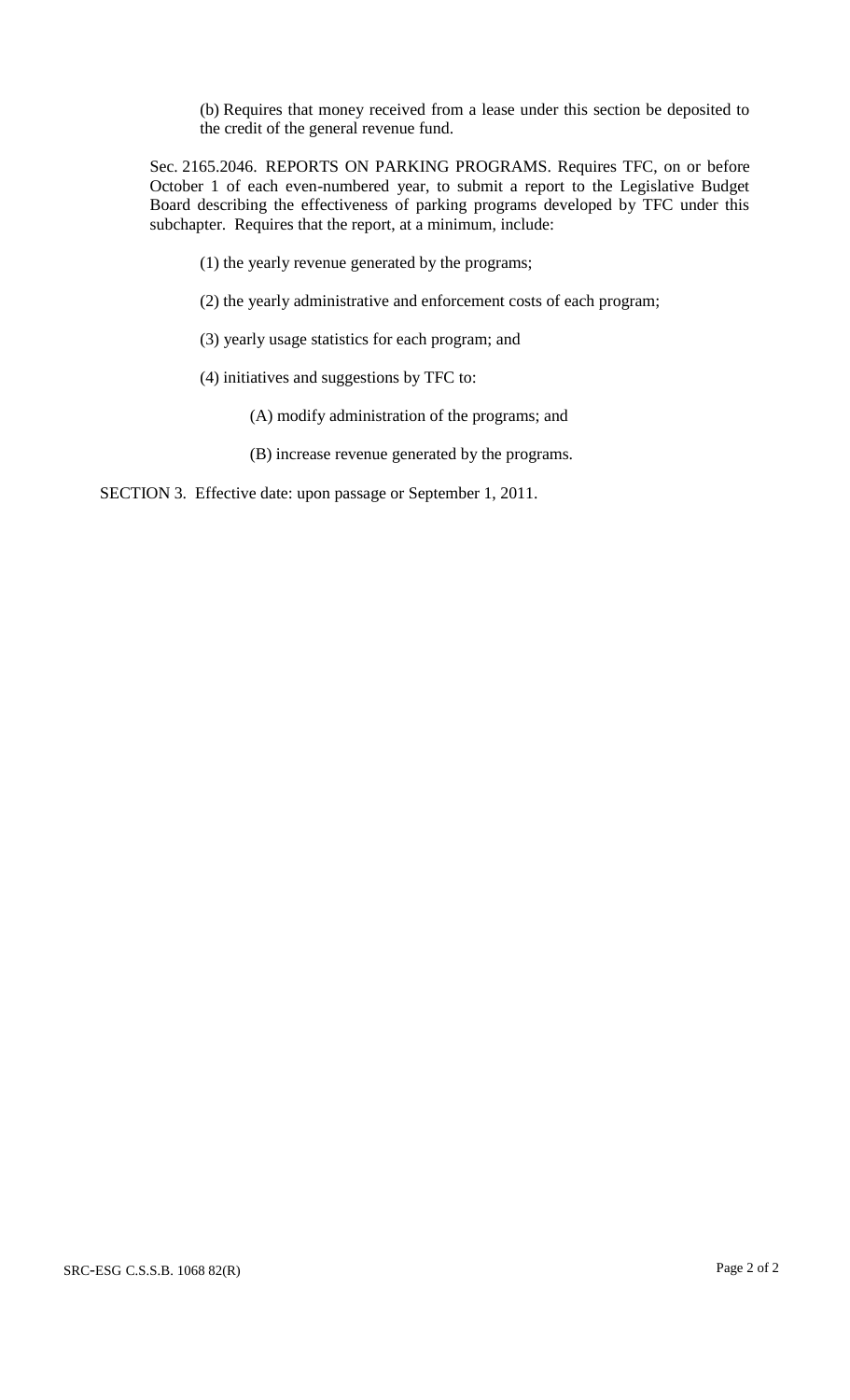(b) Requires that money received from a lease under this section be deposited to the credit of the general revenue fund.

Sec. 2165.2046. REPORTS ON PARKING PROGRAMS. Requires TFC, on or before October 1 of each even-numbered year, to submit a report to the Legislative Budget Board describing the effectiveness of parking programs developed by TFC under this subchapter. Requires that the report, at a minimum, include:

(1) the yearly revenue generated by the programs;

(2) the yearly administrative and enforcement costs of each program;

(3) yearly usage statistics for each program; and

(4) initiatives and suggestions by TFC to:

(A) modify administration of the programs; and

(B) increase revenue generated by the programs.

SECTION 3. Effective date: upon passage or September 1, 2011.

SRC-ESG C.S.S.B. 1068 82(R)